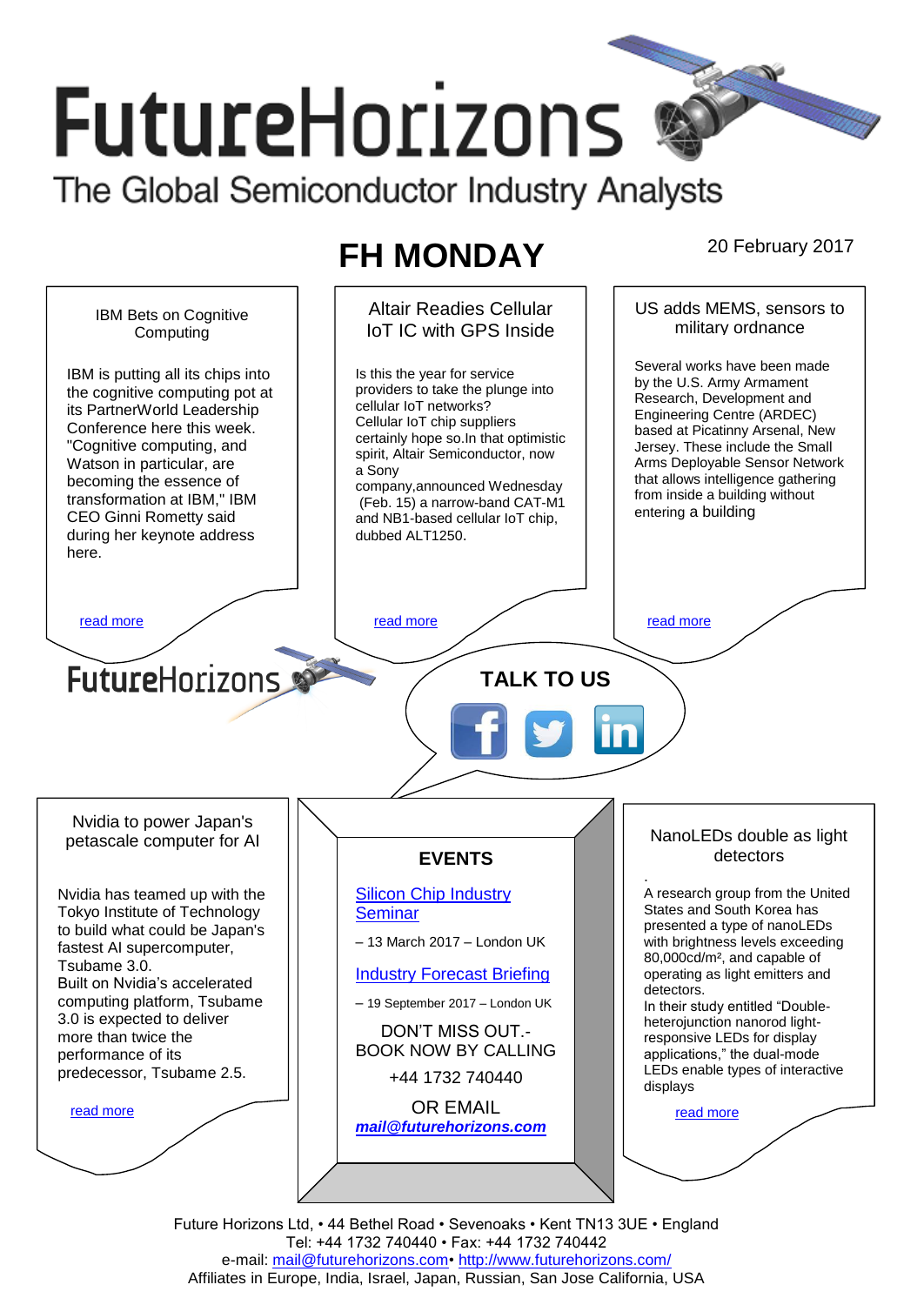# FutureHorizons

The Global Semiconductor Industry Analysts

## FH MONDAY

20 February 2017

### IBM Bets on Cognitive Computing

IBM is putting all its chips into the cognitive computing pot at its PartnerWorld Leadership Conference here this week. "Cognitive computing, and Watson in particular, are becoming the essence of transformation at IBM," IBM CEO Ginni Rometty said during her keynote address here.

read more

### Altair Readies Cellular IoT IC with GPS Inside

Is this the year for service providers to take the plunge into cellular IoT networks? Cellular IoT chip suppliers certainly hope so.In that optimistic spirit, Altair Semiconductor, now a Sony company,announced Wednesday (Feb. 15) a narrow-band CAT-M1 and NB1-based cellular IoT chip, dubbed ALT1250.

read more

### US adds MEMS, sensors to military ordnance

Several works have been made by the U.S. Army Armament Research, Development and Engineering Centre (ARDEC) based at Picatinny Arsenal, New Jersey. These include the Small Arms Deployable Sensor Network that allows intelligence gathering from inside a building without entering a building

read more

FutureHorizons

**TALK TO US**

### Nvidia to power Japan's petascale computer for AI

Nvidia has teamed up with the Tokyo Institute of Technology to build what could be Japan's fastest AI supercomputer, Tsubame 3.0.
Built on Nvidia's accelerated computing platform, Tsubame 3.0 is expected to deliver more than twice the performance of its predecessor, Tsubame 2.5.

read more

### EVENTS

Silicon Chip Industry Seminar

– 13 March 2017 – London UK

Industry Forecast Briefing

– 19 September 2017 – London UK

DON'T MISS OUT.-
BOOK NOW BY CALLING

+44 1732 740440

OR EMAIL

***mail@futurehorizons.com***

### NanoLEDs double as light detectors

A research group from the United States and South Korea has presented a type of nanoLEDs with brightness levels exceeding 80,000cd/m², and capable of operating as light emitters and detectors.
In their study entitled "Double-heterojunction nanorod light-responsive LEDs for display applications," the dual-mode LEDs enable types of interactive displays

read more

Future Horizons Ltd, • 44 Bethel Road • Sevenoaks • Kent TN13 3UE • England
Tel: +44 1732 740440 • Fax: +44 1732 740442
e-mail: mail@futurehorizons.com• http://www.futurehorizons.com/
Affiliates in Europe, India, Israel, Japan, Russian, San Jose California, USA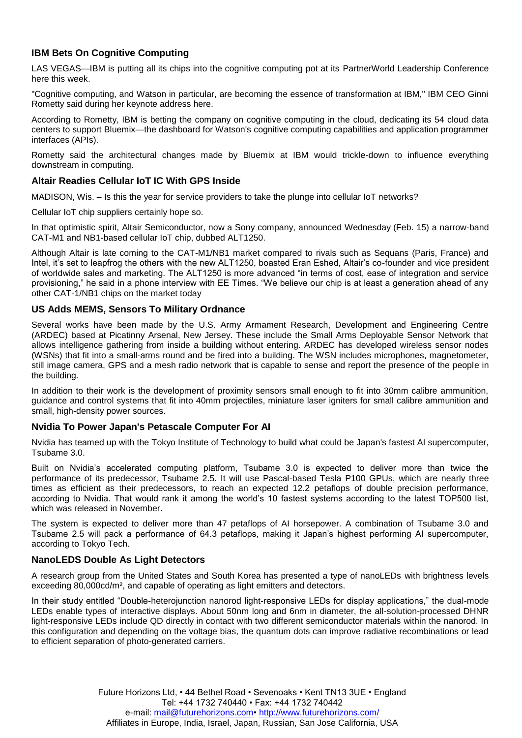### IBM Bets On Cognitive Computing

LAS VEGAS—IBM is putting all its chips into the cognitive computing pot at its PartnerWorld Leadership Conference here this week.

"Cognitive computing, and Watson in particular, are becoming the essence of transformation at IBM," IBM CEO Ginni Rometty said during her keynote address here.

According to Rometty, IBM is betting the company on cognitive computing in the cloud, dedicating its 54 cloud data centers to support Bluemix—the dashboard for Watson's cognitive computing capabilities and application programmer interfaces (APIs).

Rometty said the architectural changes made by Bluemix at IBM would trickle-down to influence everything downstream in computing.

### Altair Readies Cellular IoT IC With GPS Inside

MADISON, Wis. – Is this the year for service providers to take the plunge into cellular IoT networks?

Cellular IoT chip suppliers certainly hope so.

In that optimistic spirit, Altair Semiconductor, now a Sony company, announced Wednesday (Feb. 15) a narrow-band CAT-M1 and NB1-based cellular IoT chip, dubbed ALT1250.

Although Altair is late coming to the CAT-M1/NB1 market compared to rivals such as Sequans (Paris, France) and Intel, it's set to leapfrog the others with the new ALT1250, boasted Eran Eshed, Altair's co-founder and vice president of worldwide sales and marketing. The ALT1250 is more advanced "in terms of cost, ease of integration and service provisioning," he said in a phone interview with EE Times. "We believe our chip is at least a generation ahead of any other CAT-1/NB1 chips on the market today

### US Adds MEMS, Sensors To Military Ordnance

Several works have been made by the U.S. Army Armament Research, Development and Engineering Centre (ARDEC) based at Picatinny Arsenal, New Jersey. These include the Small Arms Deployable Sensor Network that allows intelligence gathering from inside a building without entering. ARDEC has developed wireless sensor nodes (WSNs) that fit into a small-arms round and be fired into a building. The WSN includes microphones, magnetometer, still image camera, GPS and a mesh radio network that is capable to sense and report the presence of the people in the building.

In addition to their work is the development of proximity sensors small enough to fit into 30mm calibre ammunition, guidance and control systems that fit into 40mm projectiles, miniature laser igniters for small calibre ammunition and small, high-density power sources.

### Nvidia To Power Japan's Petascale Computer For AI

Nvidia has teamed up with the Tokyo Institute of Technology to build what could be Japan's fastest AI supercomputer, Tsubame 3.0.

Built on Nvidia's accelerated computing platform, Tsubame 3.0 is expected to deliver more than twice the performance of its predecessor, Tsubame 2.5. It will use Pascal-based Tesla P100 GPUs, which are nearly three times as efficient as their predecessors, to reach an expected 12.2 petaflops of double precision performance, according to Nvidia. That would rank it among the world's 10 fastest systems according to the latest TOP500 list, which was released in November.

The system is expected to deliver more than 47 petaflops of AI horsepower. A combination of Tsubame 3.0 and Tsubame 2.5 will pack a performance of 64.3 petaflops, making it Japan's highest performing AI supercomputer, according to Tokyo Tech.

### NanoLEDS Double As Light Detectors

A research group from the United States and South Korea has presented a type of nanoLEDs with brightness levels exceeding 80,000cd/m², and capable of operating as light emitters and detectors.

In their study entitled "Double-heterojunction nanorod light-responsive LEDs for display applications," the dual-mode LEDs enable types of interactive displays. About 50nm long and 6nm in diameter, the all-solution-processed DHNR light-responsive LEDs include QD directly in contact with two different semiconductor materials within the nanorod. In this configuration and depending on the voltage bias, the quantum dots can improve radiative recombinations or lead to efficient separation of photo-generated carriers.

Future Horizons Ltd, • 44 Bethel Road • Sevenoaks • Kent TN13 3UE • England
Tel: +44 1732 740440 • Fax: +44 1732 740442
e-mail: mail@futurehorizons.com• http://www.futurehorizons.com/
Affiliates in Europe, India, Israel, Japan, Russian, San Jose California, USA